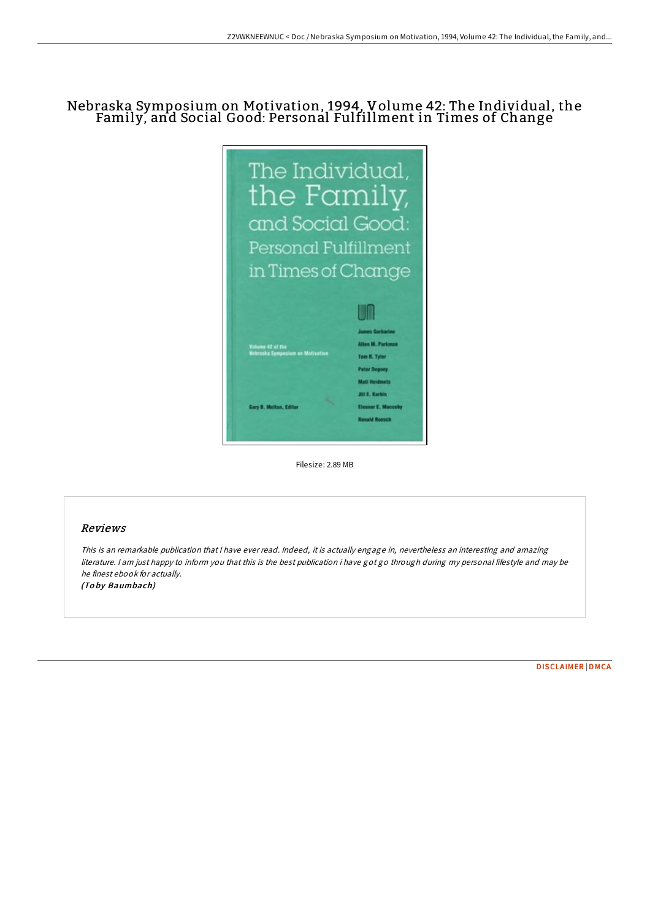# Nebraska Symposium on Motivation, 1994, Volume 42: The Individual, the Family, and Social Good: Personal Fulfillment in Times of Change

The Individual, the Family, and Social Good: Personal Fulfillment in Times of Change

Volume 42 of the Nebraska Symposium on Motivation

Gary B. Melton, Editor

James Garbarino
Allen M. Parkman
Tom R. Tyler
Peter Degoey
Mati Heidmets
Jill E. Korbin
Eleanor E. Maccoby
Ronald Roesch

Filesize: 2.89 MB

## Reviews

*This is an remarkable publication that I have ever read. Indeed, it is actually engage in, nevertheless an interesting and amazing literature. I am just happy to inform you that this is the best publication i have got go through during my personal lifestyle and may be he finest ebook for actually.*

*(Toby Baumbach)*

DISCLAIMER | DMCA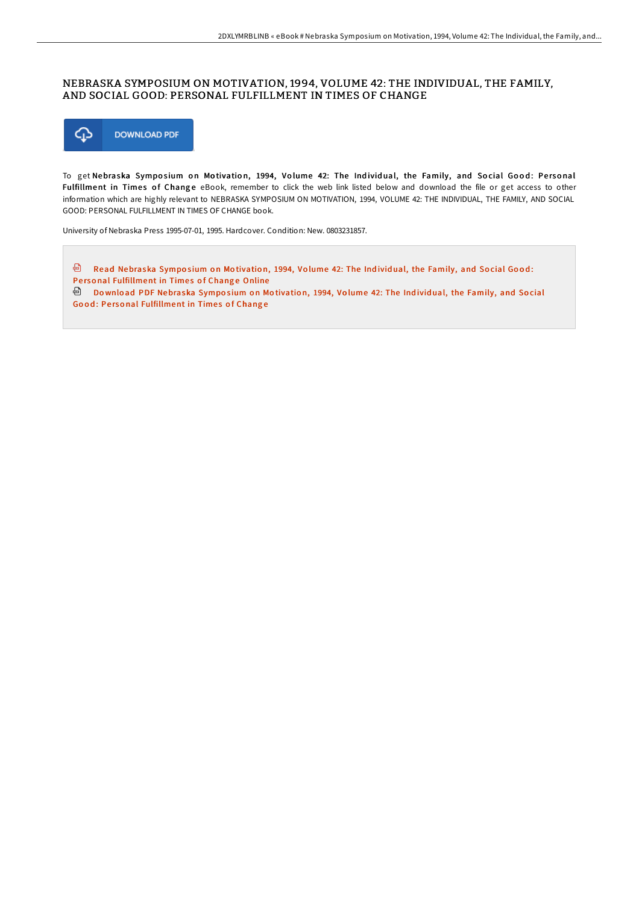# NEBRASKA SYMPOSIUM ON MOTIVATION, 1994, VOLUME 42: THE INDIVIDUAL, THE FAMILY, AND SOCIAL GOOD: PERSONAL FULFILLMENT IN TIMES OF CHANGE

DOWNLOAD PDF

To get **Nebraska Symposium on Motivation, 1994, Volume 42: The Individual, the Family, and Social Good: Personal Fulfillment in Times of Change** eBook, remember to click the web link listed below and download the file or get access to other information which are highly relevant to NEBRASKA SYMPOSIUM ON MOTIVATION, 1994, VOLUME 42: THE INDIVIDUAL, THE FAMILY, AND SOCIAL GOOD: PERSONAL FULFILLMENT IN TIMES OF CHANGE book.

University of Nebraska Press 1995-07-01, 1995. Hardcover. Condition: New. 0803231857.

Read Nebraska Symposium on Motivation, 1994, Volume 42: The Individual, the Family, and Social Good: Personal Fulfillment in Times of Change Online

Download PDF Nebraska Symposium on Motivation, 1994, Volume 42: The Individual, the Family, and Social Good: Personal Fulfillment in Times of Change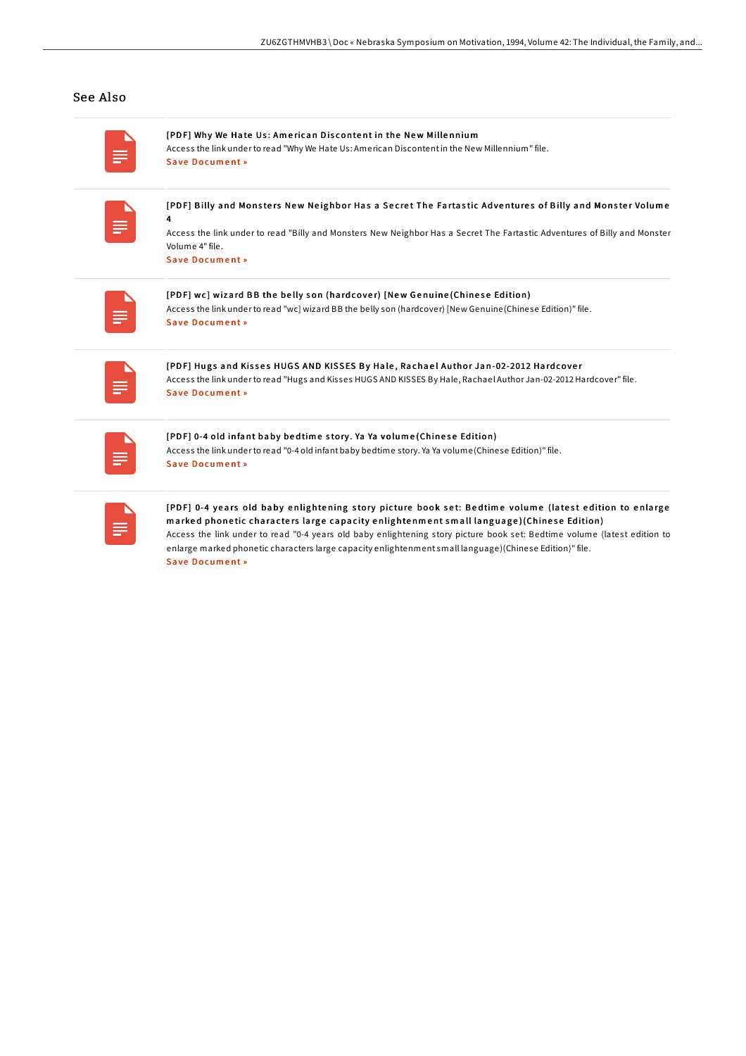## See Also

[PDF] Why We Hate Us: American Discontent in the New Millennium
Access the link under to read "Why We Hate Us: American Discontent in the New Millennium" file.
Save Document »

[PDF] Billy and Monsters New Neighbor Has a Secret The Fartastic Adventures of Billy and Monster Volume 4
Access the link under to read "Billy and Monsters New Neighbor Has a Secret The Fartastic Adventures of Billy and Monster Volume 4" file.
Save Document »

[PDF] wc] wizard BB the belly son (hardcover) [New Genuine(Chinese Edition)
Access the link under to read "wc] wizard BB the belly son (hardcover) [New Genuine(Chinese Edition)" file.
Save Document »

[PDF] Hugs and Kisses HUGS AND KISSES By Hale, Rachael Author Jan-02-2012 Hardcover
Access the link under to read "Hugs and Kisses HUGS AND KISSES By Hale, Rachael Author Jan-02-2012 Hardcover" file.
Save Document »

[PDF] 0-4 old infant baby bedtime story. Ya Ya volume(Chinese Edition)
Access the link under to read "0-4 old infant baby bedtime story. Ya Ya volume(Chinese Edition)" file.
Save Document »

[PDF] 0-4 years old baby enlightening story picture book set: Bedtime volume (latest edition to enlarge marked phonetic characters large capacity enlightenment small language)(Chinese Edition)
Access the link under to read "0-4 years old baby enlightening story picture book set: Bedtime volume (latest edition to enlarge marked phonetic characters large capacity enlightenment small language)(Chinese Edition)" file.
Save Document »